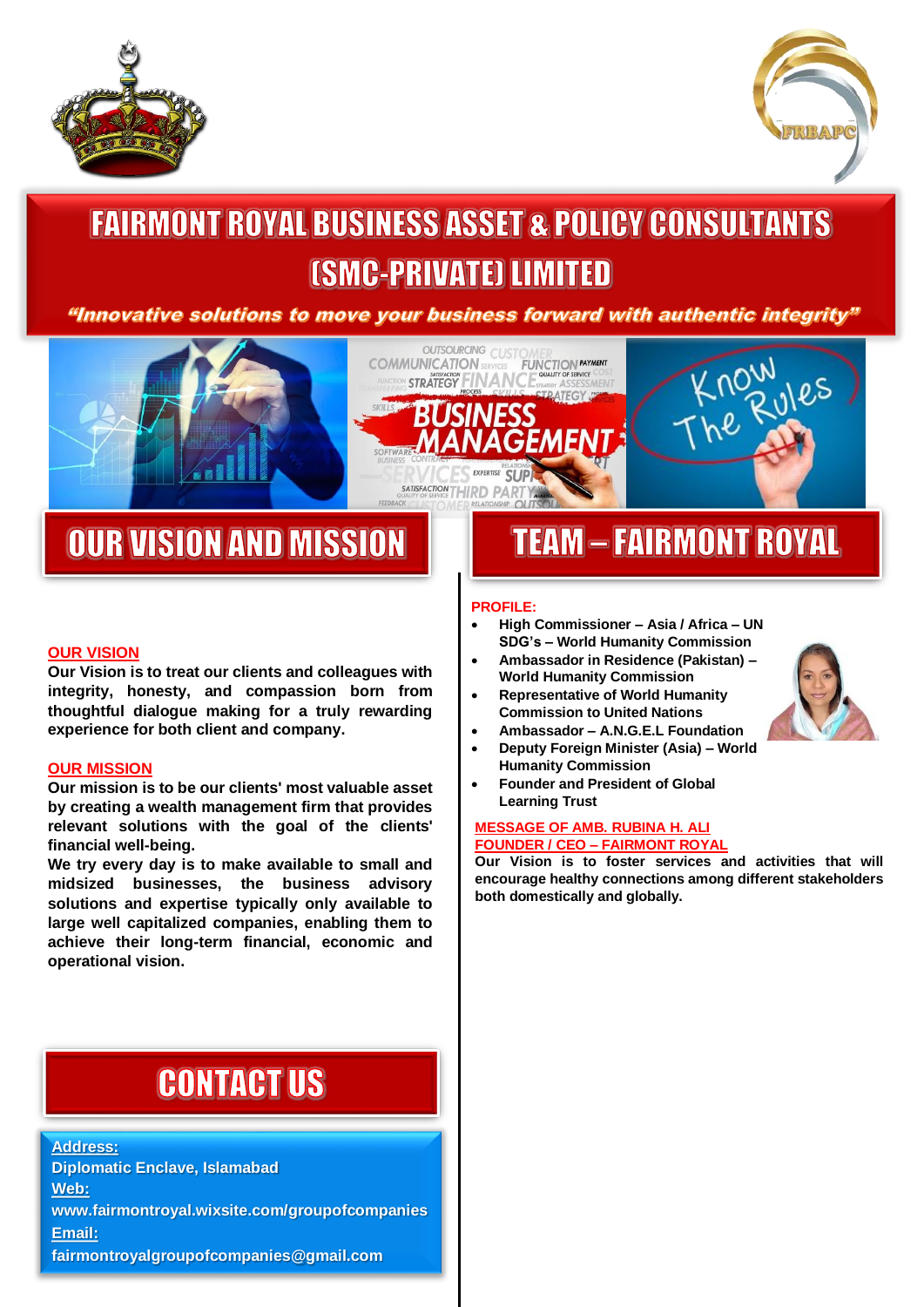# FAIRMONT ROYAL BUSINESS ASSET & POLICY CONSULTANTS (SMC-PRIVATE) LIMITED

*"Innovative solutions to move your business forward with authentic integrity"*

## OUR VISION AND MISSION

**OUR VISION**

**Our Vision is to treat our clients and colleagues with integrity, honesty, and compassion born from thoughtful dialogue making for a truly rewarding experience for both client and company.**

**OUR MISSION**

**Our mission is to be our clients' most valuable asset by creating a wealth management firm that provides relevant solutions with the goal of the clients' financial well-being.**

**We try every day is to make available to small and midsized businesses, the business advisory solutions and expertise typically only available to large well capitalized companies, enabling them to achieve their long-term financial, economic and operational vision.**

## CONTACT US

**Address:**
**Diplomatic Enclave, Islamabad**
**Web:**
**www.fairmontroyal.wixsite.com/groupofcompanies**
**Email:**
**fairmontroyalgroupofcompanies@gmail.com**

## TEAM – FAIRMONT ROYAL

**PROFILE:**

- **High Commissioner – Asia / Africa – UN SDG's – World Humanity Commission**
- **Ambassador in Residence (Pakistan) – World Humanity Commission**
- **Representative of World Humanity Commission to United Nations**
- **Ambassador – A.N.G.E.L Foundation**
- **Deputy Foreign Minister (Asia) – World Humanity Commission**
- **Founder and President of Global Learning Trust**

**MESSAGE OF AMB. RUBINA H. ALI**
**FOUNDER / CEO – FAIRMONT ROYAL**

**Our Vision is to foster services and activities that will encourage healthy connections among different stakeholders both domestically and globally.**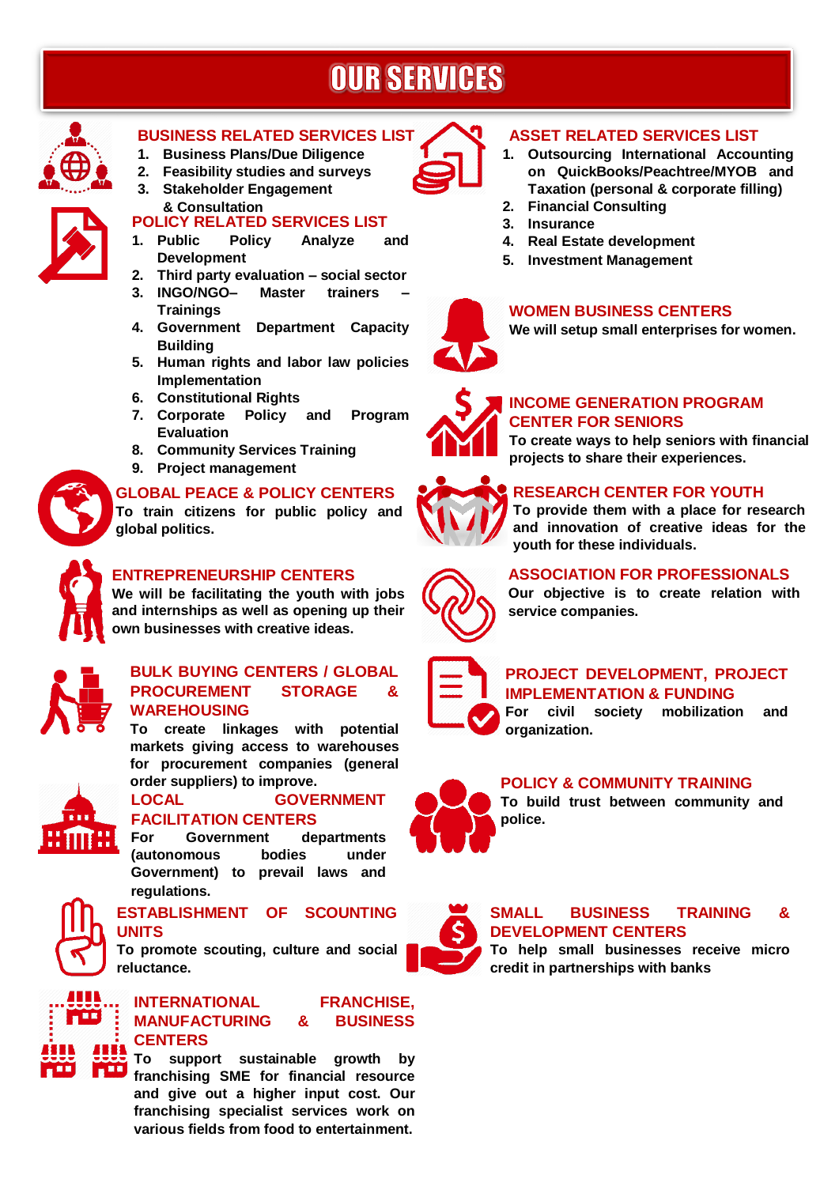# OUR SERVICES

## BUSINESS RELATED SERVICES LIST

1. Business Plans/Due Diligence
2. Feasibility studies and surveys
3. Stakeholder Engagement & Consultation

## POLICY RELATED SERVICES LIST

1. Public Policy Analyze and Development
2. Third party evaluation – social sector
3. INGO/NGO– Master trainers – Trainings
4. Government Department Capacity Building
5. Human rights and labor law policies Implementation
6. Constitutional Rights
7. Corporate Policy and Program Evaluation
8. Community Services Training
9. Project management

## GLOBAL PEACE & POLICY CENTERS

To train citizens for public policy and global politics.

## ENTREPRENEURSHIP CENTERS

We will be facilitating the youth with jobs and internships as well as opening up their own businesses with creative ideas.

## BULK BUYING CENTERS / GLOBAL PROCUREMENT STORAGE & WAREHOUSING

To create linkages with potential markets giving access to warehouses for procurement companies (general order suppliers) to improve.

## LOCAL GOVERNMENT FACILITATION CENTERS

For Government departments (autonomous bodies under Government) to prevail laws and regulations.

## ESTABLISHMENT OF SCOUTING UNITS

To promote scouting, culture and social reluctance.

## INTERNATIONAL FRANCHISE, MANUFACTURING & BUSINESS CENTERS

To support sustainable growth by franchising SME for financial resource and give out a higher input cost. Our franchising specialist services work on various fields from food to entertainment.

## ASSET RELATED SERVICES LIST

1. Outsourcing International Accounting on QuickBooks/Peachtree/MYOB and Taxation (personal & corporate filling)
2. Financial Consulting
3. Insurance
4. Real Estate development
5. Investment Management

## WOMEN BUSINESS CENTERS

We will setup small enterprises for women.

## INCOME GENERATION PROGRAM CENTER FOR SENIORS

To create ways to help seniors with financial projects to share their experiences.

## RESEARCH CENTER FOR YOUTH

To provide them with a place for research and innovation of creative ideas for the youth for these individuals.

## ASSOCIATION FOR PROFESSIONALS

Our objective is to create relation with service companies.

## PROJECT DEVELOPMENT, PROJECT IMPLEMENTATION & FUNDING

For civil society mobilization and organization.

## POLICY & COMMUNITY TRAINING

To build trust between community and police.

## SMALL BUSINESS TRAINING & DEVELOPMENT CENTERS

To help small businesses receive micro credit in partnerships with banks